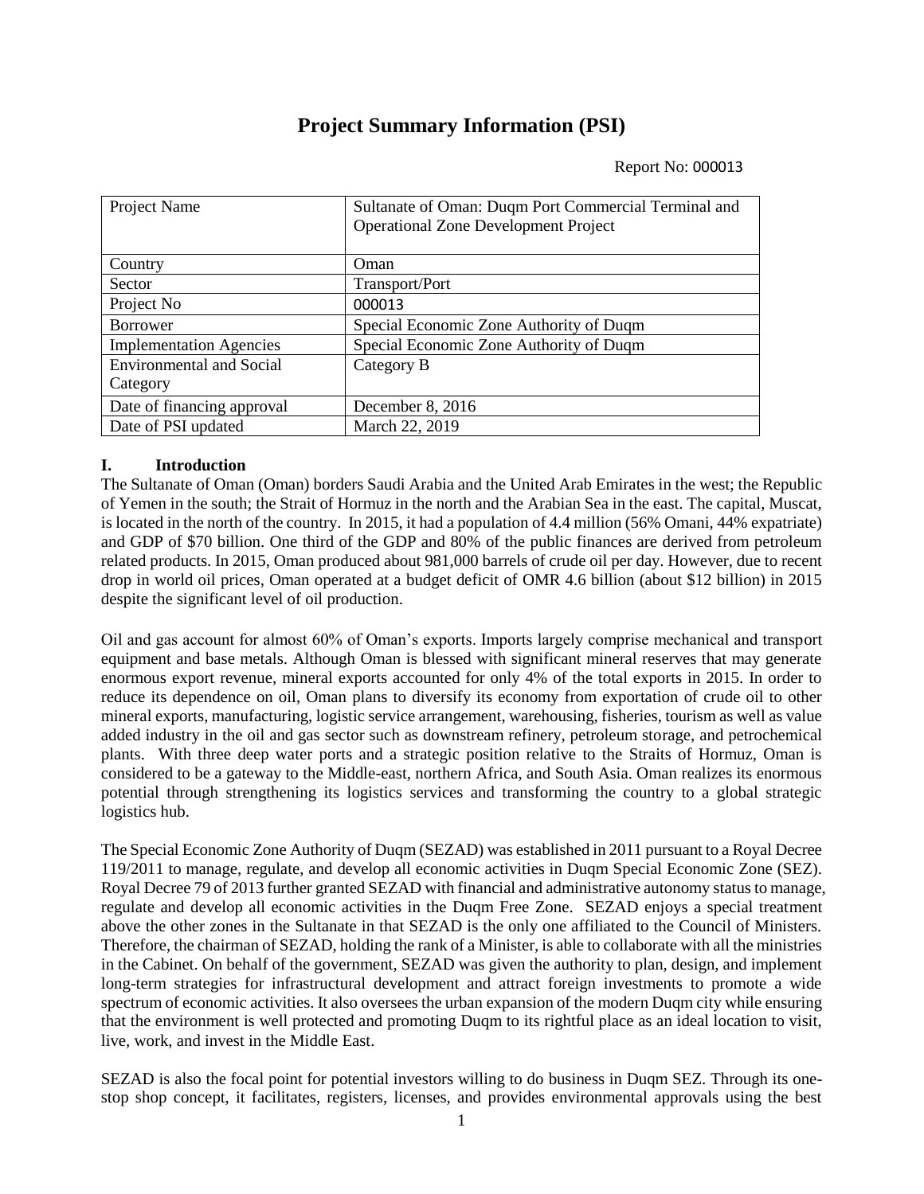# Project Summary Information (PSI)

Report No: 000013

| Project Name | Sultanate of Oman: Duqm Port Commercial Terminal and Operational Zone Development Project |
|---|---|
| Country | Oman |
| Sector | Transport/Port |
| Project No | 000013 |
| Borrower | Special Economic Zone Authority of Duqm |
| Implementation Agencies | Special Economic Zone Authority of Duqm |
| Environmental and Social Category | Category B |
| Date of financing approval | December 8, 2016 |
| Date of PSI updated | March 22, 2019 |

## I. Introduction

The Sultanate of Oman (Oman) borders Saudi Arabia and the United Arab Emirates in the west; the Republic of Yemen in the south; the Strait of Hormuz in the north and the Arabian Sea in the east. The capital, Muscat, is located in the north of the country. In 2015, it had a population of 4.4 million (56% Omani, 44% expatriate) and GDP of $70 billion. One third of the GDP and 80% of the public finances are derived from petroleum related products. In 2015, Oman produced about 981,000 barrels of crude oil per day. However, due to recent drop in world oil prices, Oman operated at a budget deficit of OMR 4.6 billion (about $12 billion) in 2015 despite the significant level of oil production.

Oil and gas account for almost 60% of Oman's exports. Imports largely comprise mechanical and transport equipment and base metals. Although Oman is blessed with significant mineral reserves that may generate enormous export revenue, mineral exports accounted for only 4% of the total exports in 2015. In order to reduce its dependence on oil, Oman plans to diversify its economy from exportation of crude oil to other mineral exports, manufacturing, logistic service arrangement, warehousing, fisheries, tourism as well as value added industry in the oil and gas sector such as downstream refinery, petroleum storage, and petrochemical plants. With three deep water ports and a strategic position relative to the Straits of Hormuz, Oman is considered to be a gateway to the Middle-east, northern Africa, and South Asia. Oman realizes its enormous potential through strengthening its logistics services and transforming the country to a global strategic logistics hub.

The Special Economic Zone Authority of Duqm (SEZAD) was established in 2011 pursuant to a Royal Decree 119/2011 to manage, regulate, and develop all economic activities in Duqm Special Economic Zone (SEZ). Royal Decree 79 of 2013 further granted SEZAD with financial and administrative autonomy status to manage, regulate and develop all economic activities in the Duqm Free Zone. SEZAD enjoys a special treatment above the other zones in the Sultanate in that SEZAD is the only one affiliated to the Council of Ministers. Therefore, the chairman of SEZAD, holding the rank of a Minister, is able to collaborate with all the ministries in the Cabinet. On behalf of the government, SEZAD was given the authority to plan, design, and implement long-term strategies for infrastructural development and attract foreign investments to promote a wide spectrum of economic activities. It also oversees the urban expansion of the modern Duqm city while ensuring that the environment is well protected and promoting Duqm to its rightful place as an ideal location to visit, live, work, and invest in the Middle East.

SEZAD is also the focal point for potential investors willing to do business in Duqm SEZ. Through its one-stop shop concept, it facilitates, registers, licenses, and provides environmental approvals using the best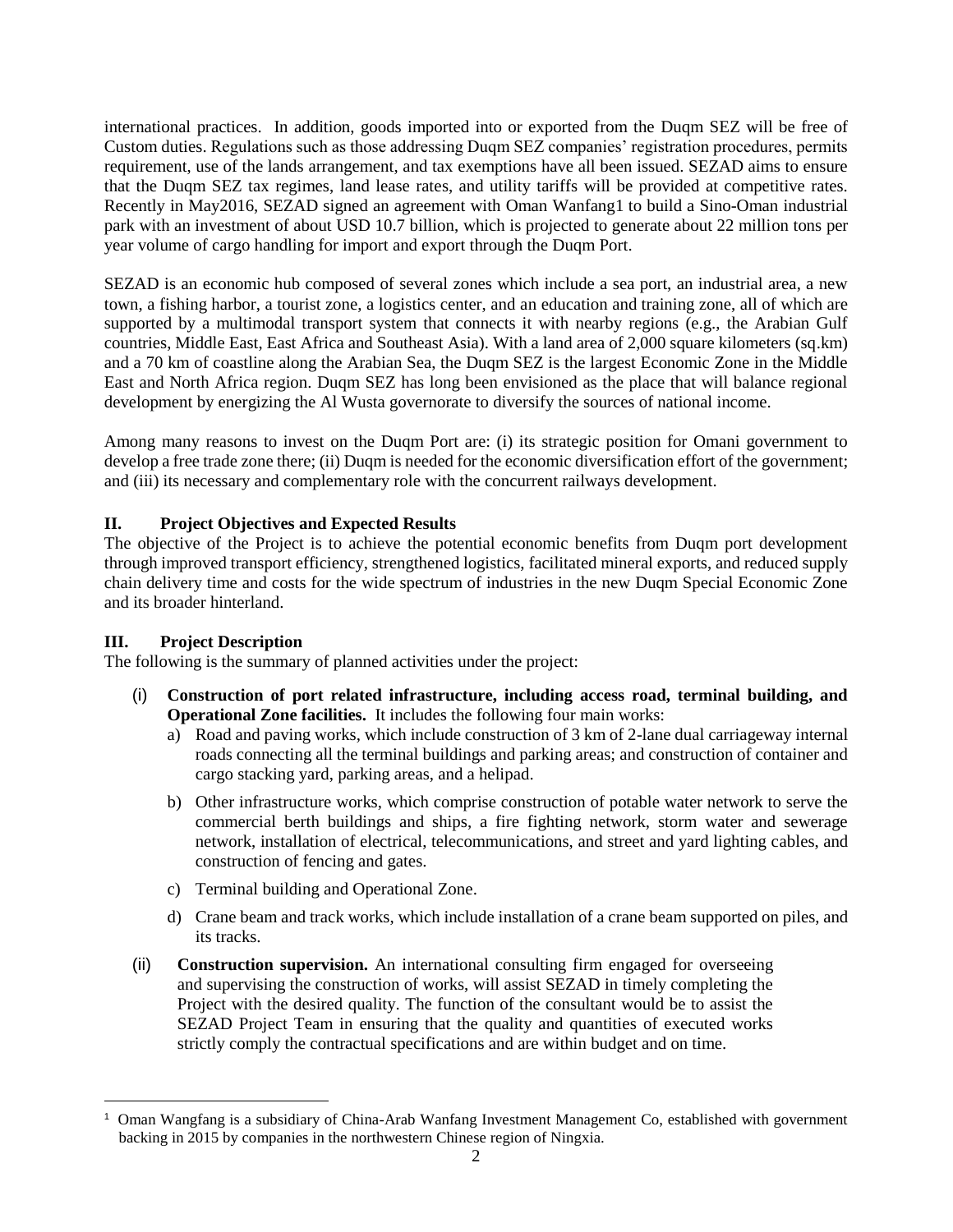international practices. In addition, goods imported into or exported from the Duqm SEZ will be free of Custom duties. Regulations such as those addressing Duqm SEZ companies' registration procedures, permits requirement, use of the lands arrangement, and tax exemptions have all been issued. SEZAD aims to ensure that the Duqm SEZ tax regimes, land lease rates, and utility tariffs will be provided at competitive rates. Recently in May2016, SEZAD signed an agreement with Oman Wanfang[1] to build a Sino-Oman industrial park with an investment of about USD 10.7 billion, which is projected to generate about 22 million tons per year volume of cargo handling for import and export through the Duqm Port.

SEZAD is an economic hub composed of several zones which include a sea port, an industrial area, a new town, a fishing harbor, a tourist zone, a logistics center, and an education and training zone, all of which are supported by a multimodal transport system that connects it with nearby regions (e.g., the Arabian Gulf countries, Middle East, East Africa and Southeast Asia). With a land area of 2,000 square kilometers (sq.km) and a 70 km of coastline along the Arabian Sea, the Duqm SEZ is the largest Economic Zone in the Middle East and North Africa region. Duqm SEZ has long been envisioned as the place that will balance regional development by energizing the Al Wusta governorate to diversify the sources of national income.

Among many reasons to invest on the Duqm Port are: (i) its strategic position for Omani government to develop a free trade zone there; (ii) Duqm is needed for the economic diversification effort of the government; and (iii) its necessary and complementary role with the concurrent railways development.

## II. Project Objectives and Expected Results

The objective of the Project is to achieve the potential economic benefits from Duqm port development through improved transport efficiency, strengthened logistics, facilitated mineral exports, and reduced supply chain delivery time and costs for the wide spectrum of industries in the new Duqm Special Economic Zone and its broader hinterland.

## III. Project Description

The following is the summary of planned activities under the project:

(i) **Construction of port related infrastructure, including access road, terminal building, and Operational Zone facilities.** It includes the following four main works:

   a) Road and paving works, which include construction of 3 km of 2-lane dual carriageway internal roads connecting all the terminal buildings and parking areas; and construction of container and cargo stacking yard, parking areas, and a helipad.

   b) Other infrastructure works, which comprise construction of potable water network to serve the commercial berth buildings and ships, a fire fighting network, storm water and sewerage network, installation of electrical, telecommunications, and street and yard lighting cables, and construction of fencing and gates.

   c) Terminal building and Operational Zone.

   d) Crane beam and track works, which include installation of a crane beam supported on piles, and its tracks.

(ii) **Construction supervision.** An international consulting firm engaged for overseeing and supervising the construction of works, will assist SEZAD in timely completing the Project with the desired quality. The function of the consultant would be to assist the SEZAD Project Team in ensuring that the quality and quantities of executed works strictly comply the contractual specifications and are within budget and on time.

[1] Oman Wangfang is a subsidiary of China-Arab Wanfang Investment Management Co, established with government backing in 2015 by companies in the northwestern Chinese region of Ningxia.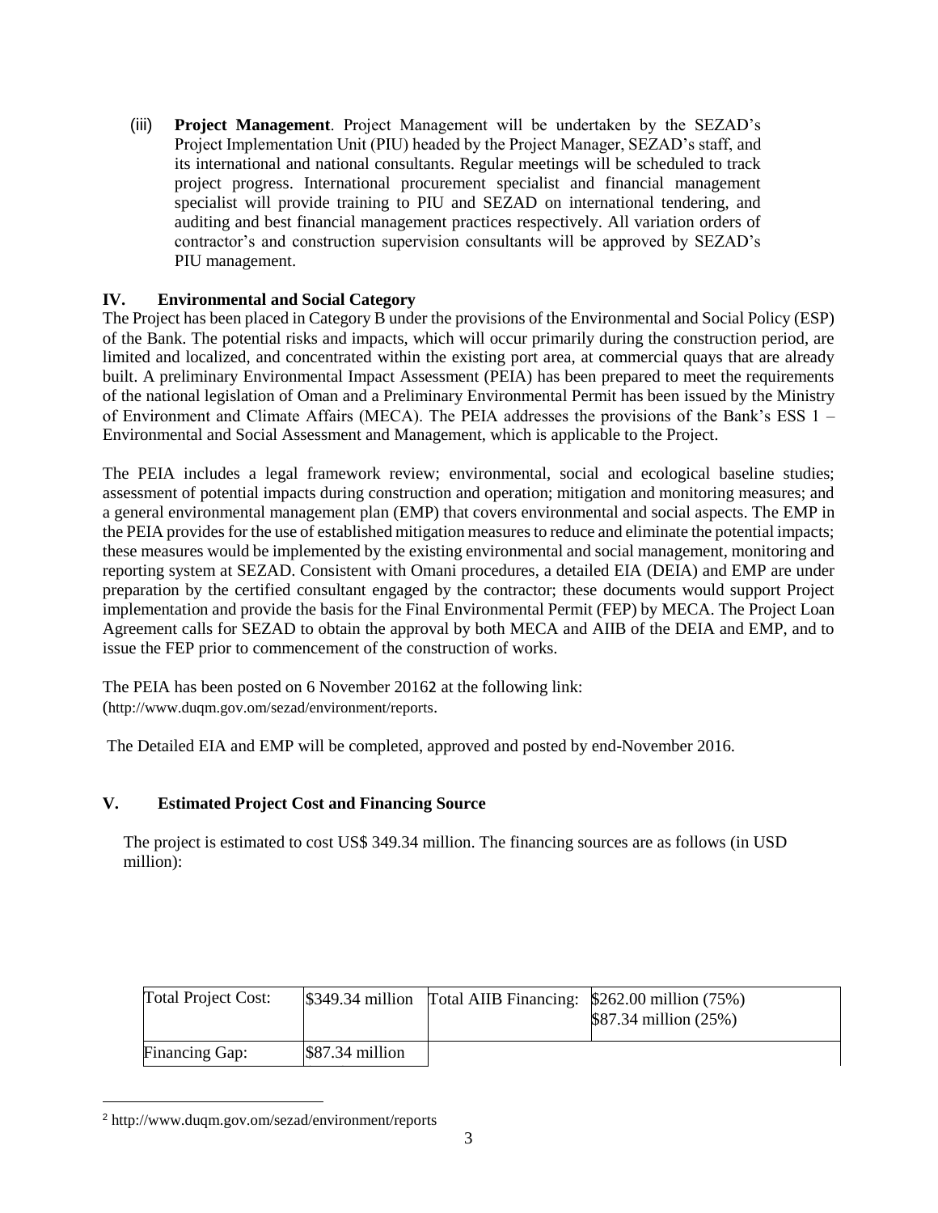(iii) **Project Management**. Project Management will be undertaken by the SEZAD's Project Implementation Unit (PIU) headed by the Project Manager, SEZAD's staff, and its international and national consultants. Regular meetings will be scheduled to track project progress. International procurement specialist and financial management specialist will provide training to PIU and SEZAD on international tendering, and auditing and best financial management practices respectively. All variation orders of contractor's and construction supervision consultants will be approved by SEZAD's PIU management.

## IV. Environmental and Social Category

The Project has been placed in Category B under the provisions of the Environmental and Social Policy (ESP) of the Bank. The potential risks and impacts, which will occur primarily during the construction period, are limited and localized, and concentrated within the existing port area, at commercial quays that are already built. A preliminary Environmental Impact Assessment (PEIA) has been prepared to meet the requirements of the national legislation of Oman and a Preliminary Environmental Permit has been issued by the Ministry of Environment and Climate Affairs (MECA). The PEIA addresses the provisions of the Bank's ESS 1 – Environmental and Social Assessment and Management, which is applicable to the Project.

The PEIA includes a legal framework review; environmental, social and ecological baseline studies; assessment of potential impacts during construction and operation; mitigation and monitoring measures; and a general environmental management plan (EMP) that covers environmental and social aspects. The EMP in the PEIA provides for the use of established mitigation measures to reduce and eliminate the potential impacts; these measures would be implemented by the existing environmental and social management, monitoring and reporting system at SEZAD. Consistent with Omani procedures, a detailed EIA (DEIA) and EMP are under preparation by the certified consultant engaged by the contractor; these documents would support Project implementation and provide the basis for the Final Environmental Permit (FEP) by MECA. The Project Loan Agreement calls for SEZAD to obtain the approval by both MECA and AIIB of the DEIA and EMP, and to issue the FEP prior to commencement of the construction of works.

The PEIA has been posted on 6 November 2016[2] at the following link: (http://www.duqm.gov.om/sezad/environment/reports.

The Detailed EIA and EMP will be completed, approved and posted by end-November 2016.

## V. Estimated Project Cost and Financing Source

The project is estimated to cost US$ 349.34 million. The financing sources are as follows (in USD million):

| Total Project Cost: | $349.34 million | Total AIIB Financing: | $262.00 million (75%)<br>$87.34 million (25%) |
|---|---|---|---|
| Financing Gap: | $87.34 million | | |

[2] http://www.duqm.gov.om/sezad/environment/reports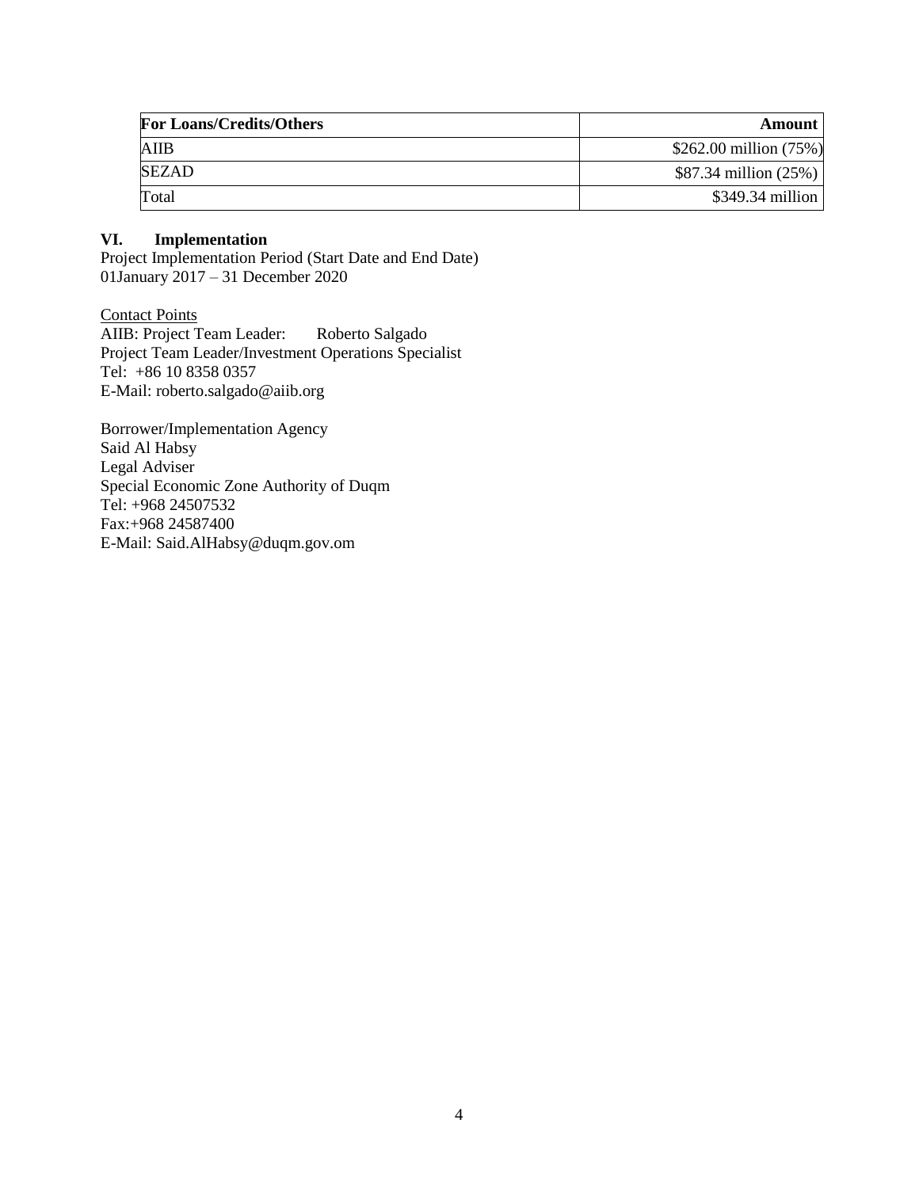| For Loans/Credits/Others | Amount |
| --- | --- |
| AIIB | $262.00 million (75%) |
| SEZAD | $87.34 million (25%) |
| Total | $349.34 million |

## VI. Implementation

Project Implementation Period (Start Date and End Date)
01January 2017 – 31 December 2020

Contact Points
AIIB: Project Team Leader: Roberto Salgado
Project Team Leader/Investment Operations Specialist
Tel: +86 10 8358 0357
E-Mail: roberto.salgado@aiib.org

Borrower/Implementation Agency
Said Al Habsy
Legal Adviser
Special Economic Zone Authority of Duqm
Tel: +968 24507532
Fax:+968 24587400
E-Mail: Said.AlHabsy@duqm.gov.om